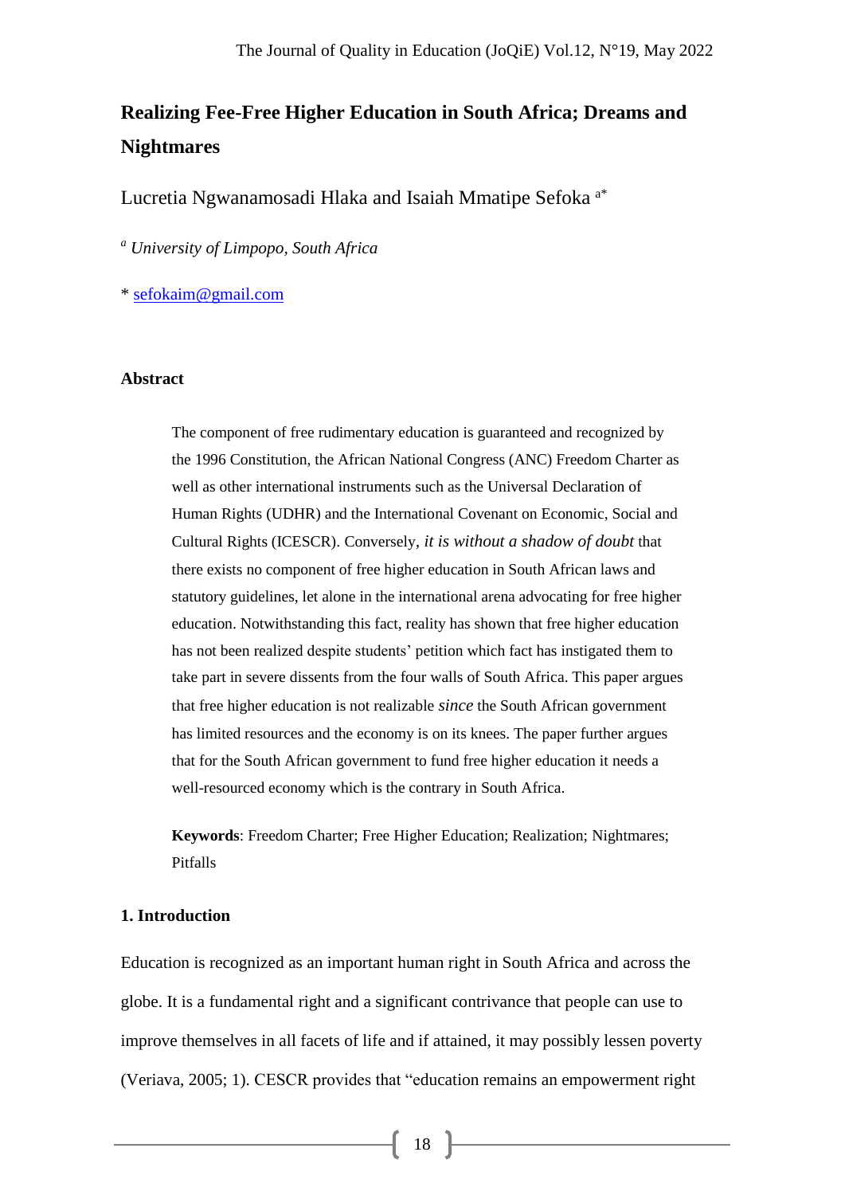# Realizing Fee-Free Higher Education in South Africa; Dreams and Nightmares

Lucretia Ngwanamosadi Hlaka and Isaiah Mmatipe Sefoka [a*]

[a] *University of Limpopo, South Africa*

* sefokaim@gmail.com

## Abstract

The component of free rudimentary education is guaranteed and recognized by the 1996 Constitution, the African National Congress (ANC) Freedom Charter as well as other international instruments such as the Universal Declaration of Human Rights (UDHR) and the International Covenant on Economic, Social and Cultural Rights (ICESCR). Conversely, *it is without a shadow of doubt* that there exists no component of free higher education in South African laws and statutory guidelines, let alone in the international arena advocating for free higher education. Notwithstanding this fact, reality has shown that free higher education has not been realized despite students' petition which fact has instigated them to take part in severe dissents from the four walls of South Africa. This paper argues that free higher education is not realizable *since* the South African government has limited resources and the economy is on its knees. The paper further argues that for the South African government to fund free higher education it needs a well-resourced economy which is the contrary in South Africa.

**Keywords**: Freedom Charter; Free Higher Education; Realization; Nightmares; Pitfalls

## 1. Introduction

Education is recognized as an important human right in South Africa and across the globe. It is a fundamental right and a significant contrivance that people can use to improve themselves in all facets of life and if attained, it may possibly lessen poverty (Veriava, 2005; 1). CESCR provides that "education remains an empowerment right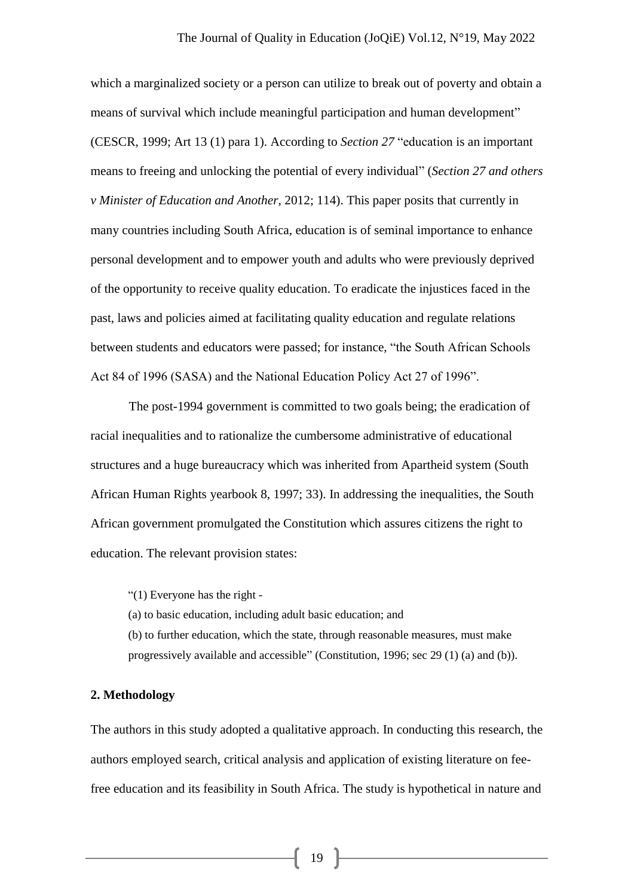which a marginalized society or a person can utilize to break out of poverty and obtain a means of survival which include meaningful participation and human development" (CESCR, 1999; Art 13 (1) para 1). According to *Section 27* "education is an important means to freeing and unlocking the potential of every individual" (*Section 27 and others v Minister of Education and Another*, 2012; 114). This paper posits that currently in many countries including South Africa, education is of seminal importance to enhance personal development and to empower youth and adults who were previously deprived of the opportunity to receive quality education. To eradicate the injustices faced in the past, laws and policies aimed at facilitating quality education and regulate relations between students and educators were passed; for instance, "the South African Schools Act 84 of 1996 (SASA) and the National Education Policy Act 27 of 1996".

The post-1994 government is committed to two goals being; the eradication of racial inequalities and to rationalize the cumbersome administrative of educational structures and a huge bureaucracy which was inherited from Apartheid system (South African Human Rights yearbook 8, 1997; 33). In addressing the inequalities, the South African government promulgated the Constitution which assures citizens the right to education. The relevant provision states:

> "(1) Everyone has the right -
> (a) to basic education, including adult basic education; and
> (b) to further education, which the state, through reasonable measures, must make progressively available and accessible" (Constitution, 1996; sec 29 (1) (a) and (b)).

## 2. Methodology

The authors in this study adopted a qualitative approach. In conducting this research, the authors employed search, critical analysis and application of existing literature on fee-free education and its feasibility in South Africa. The study is hypothetical in nature and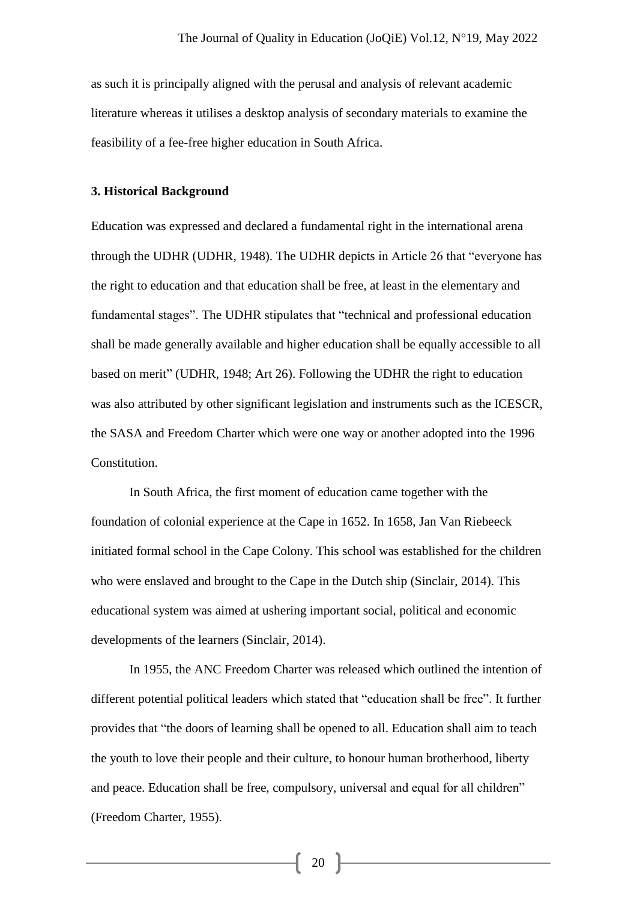as such it is principally aligned with the perusal and analysis of relevant academic literature whereas it utilises a desktop analysis of secondary materials to examine the feasibility of a fee-free higher education in South Africa.

## 3. Historical Background

Education was expressed and declared a fundamental right in the international arena through the UDHR (UDHR, 1948). The UDHR depicts in Article 26 that "everyone has the right to education and that education shall be free, at least in the elementary and fundamental stages". The UDHR stipulates that "technical and professional education shall be made generally available and higher education shall be equally accessible to all based on merit" (UDHR, 1948; Art 26). Following the UDHR the right to education was also attributed by other significant legislation and instruments such as the ICESCR, the SASA and Freedom Charter which were one way or another adopted into the 1996 Constitution.

In South Africa, the first moment of education came together with the foundation of colonial experience at the Cape in 1652. In 1658, Jan Van Riebeeck initiated formal school in the Cape Colony. This school was established for the children who were enslaved and brought to the Cape in the Dutch ship (Sinclair, 2014). This educational system was aimed at ushering important social, political and economic developments of the learners (Sinclair, 2014).

In 1955, the ANC Freedom Charter was released which outlined the intention of different potential political leaders which stated that "education shall be free". It further provides that "the doors of learning shall be opened to all. Education shall aim to teach the youth to love their people and their culture, to honour human brotherhood, liberty and peace. Education shall be free, compulsory, universal and equal for all children" (Freedom Charter, 1955).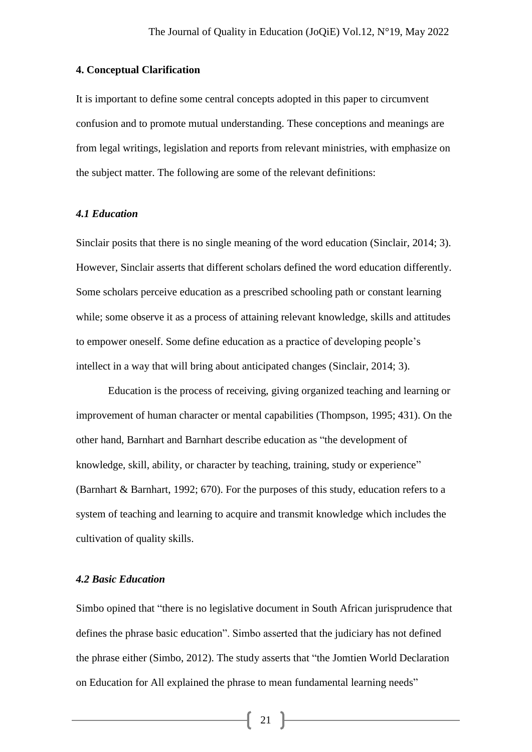## 4. Conceptual Clarification

It is important to define some central concepts adopted in this paper to circumvent confusion and to promote mutual understanding. These conceptions and meanings are from legal writings, legislation and reports from relevant ministries, with emphasize on the subject matter. The following are some of the relevant definitions:

### *4.1 Education*

Sinclair posits that there is no single meaning of the word education (Sinclair, 2014; 3). However, Sinclair asserts that different scholars defined the word education differently. Some scholars perceive education as a prescribed schooling path or constant learning while; some observe it as a process of attaining relevant knowledge, skills and attitudes to empower oneself. Some define education as a practice of developing people's intellect in a way that will bring about anticipated changes (Sinclair, 2014; 3).

Education is the process of receiving, giving organized teaching and learning or improvement of human character or mental capabilities (Thompson, 1995; 431). On the other hand, Barnhart and Barnhart describe education as "the development of knowledge, skill, ability, or character by teaching, training, study or experience" (Barnhart & Barnhart, 1992; 670). For the purposes of this study, education refers to a system of teaching and learning to acquire and transmit knowledge which includes the cultivation of quality skills.

### *4.2 Basic Education*

Simbo opined that "there is no legislative document in South African jurisprudence that defines the phrase basic education". Simbo asserted that the judiciary has not defined the phrase either (Simbo, 2012). The study asserts that "the Jomtien World Declaration on Education for All explained the phrase to mean fundamental learning needs"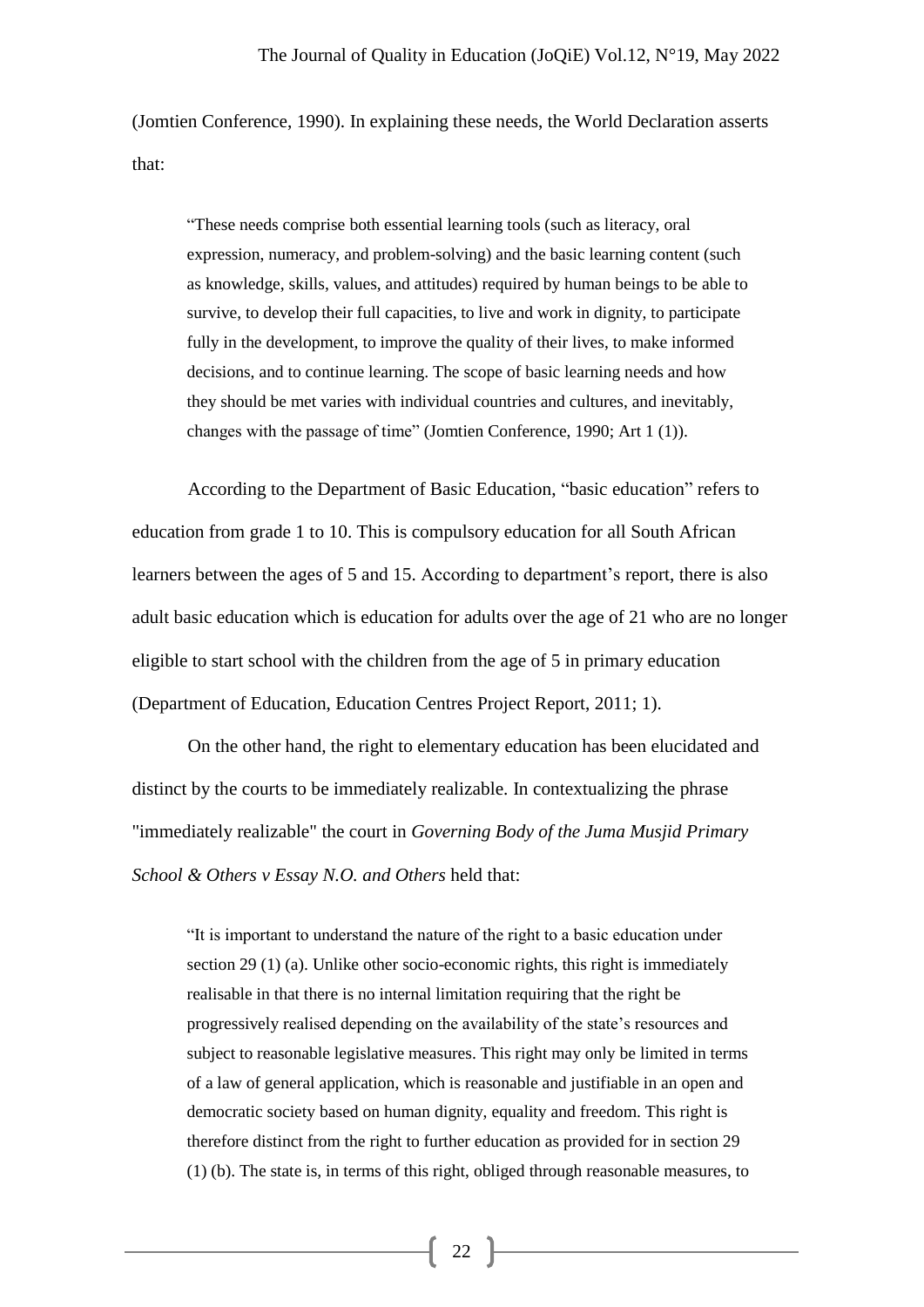(Jomtien Conference, 1990). In explaining these needs, the World Declaration asserts that:

> "These needs comprise both essential learning tools (such as literacy, oral expression, numeracy, and problem-solving) and the basic learning content (such as knowledge, skills, values, and attitudes) required by human beings to be able to survive, to develop their full capacities, to live and work in dignity, to participate fully in the development, to improve the quality of their lives, to make informed decisions, and to continue learning. The scope of basic learning needs and how they should be met varies with individual countries and cultures, and inevitably, changes with the passage of time" (Jomtien Conference, 1990; Art 1 (1)).

According to the Department of Basic Education, "basic education" refers to education from grade 1 to 10. This is compulsory education for all South African learners between the ages of 5 and 15. According to department's report, there is also adult basic education which is education for adults over the age of 21 who are no longer eligible to start school with the children from the age of 5 in primary education (Department of Education, Education Centres Project Report, 2011; 1).

On the other hand, the right to elementary education has been elucidated and distinct by the courts to be immediately realizable. In contextualizing the phrase "immediately realizable" the court in *Governing Body of the Juma Musjid Primary School & Others v Essay N.O. and Others* held that:

> "It is important to understand the nature of the right to a basic education under section 29 (1) (a). Unlike other socio-economic rights, this right is immediately realisable in that there is no internal limitation requiring that the right be progressively realised depending on the availability of the state's resources and subject to reasonable legislative measures. This right may only be limited in terms of a law of general application, which is reasonable and justifiable in an open and democratic society based on human dignity, equality and freedom. This right is therefore distinct from the right to further education as provided for in section 29 (1) (b). The state is, in terms of this right, obliged through reasonable measures, to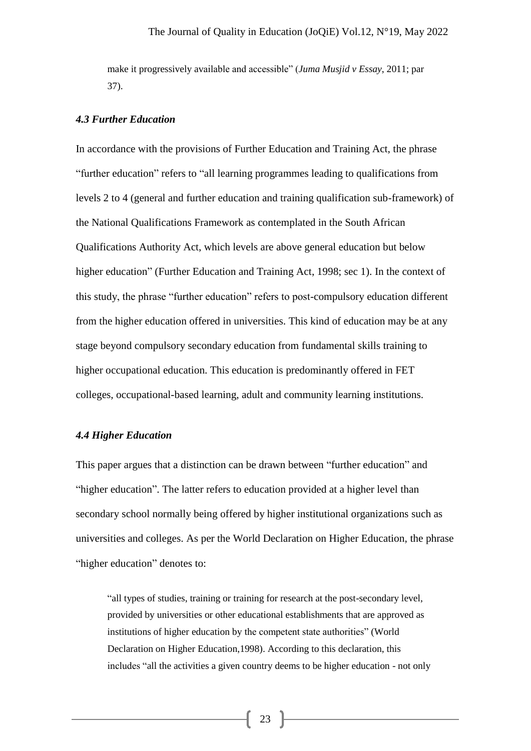make it progressively available and accessible" (*Juma Musjid v Essay*, 2011; par 37).

### *4.3 Further Education*

In accordance with the provisions of Further Education and Training Act, the phrase "further education" refers to "all learning programmes leading to qualifications from levels 2 to 4 (general and further education and training qualification sub-framework) of the National Qualifications Framework as contemplated in the South African Qualifications Authority Act, which levels are above general education but below higher education" (Further Education and Training Act, 1998; sec 1). In the context of this study, the phrase "further education" refers to post-compulsory education different from the higher education offered in universities. This kind of education may be at any stage beyond compulsory secondary education from fundamental skills training to higher occupational education. This education is predominantly offered in FET colleges, occupational-based learning, adult and community learning institutions.

### *4.4 Higher Education*

This paper argues that a distinction can be drawn between "further education" and "higher education". The latter refers to education provided at a higher level than secondary school normally being offered by higher institutional organizations such as universities and colleges. As per the World Declaration on Higher Education, the phrase "higher education" denotes to:

> "all types of studies, training or training for research at the post-secondary level, provided by universities or other educational establishments that are approved as institutions of higher education by the competent state authorities" (World Declaration on Higher Education,1998). According to this declaration, this includes "all the activities a given country deems to be higher education - not only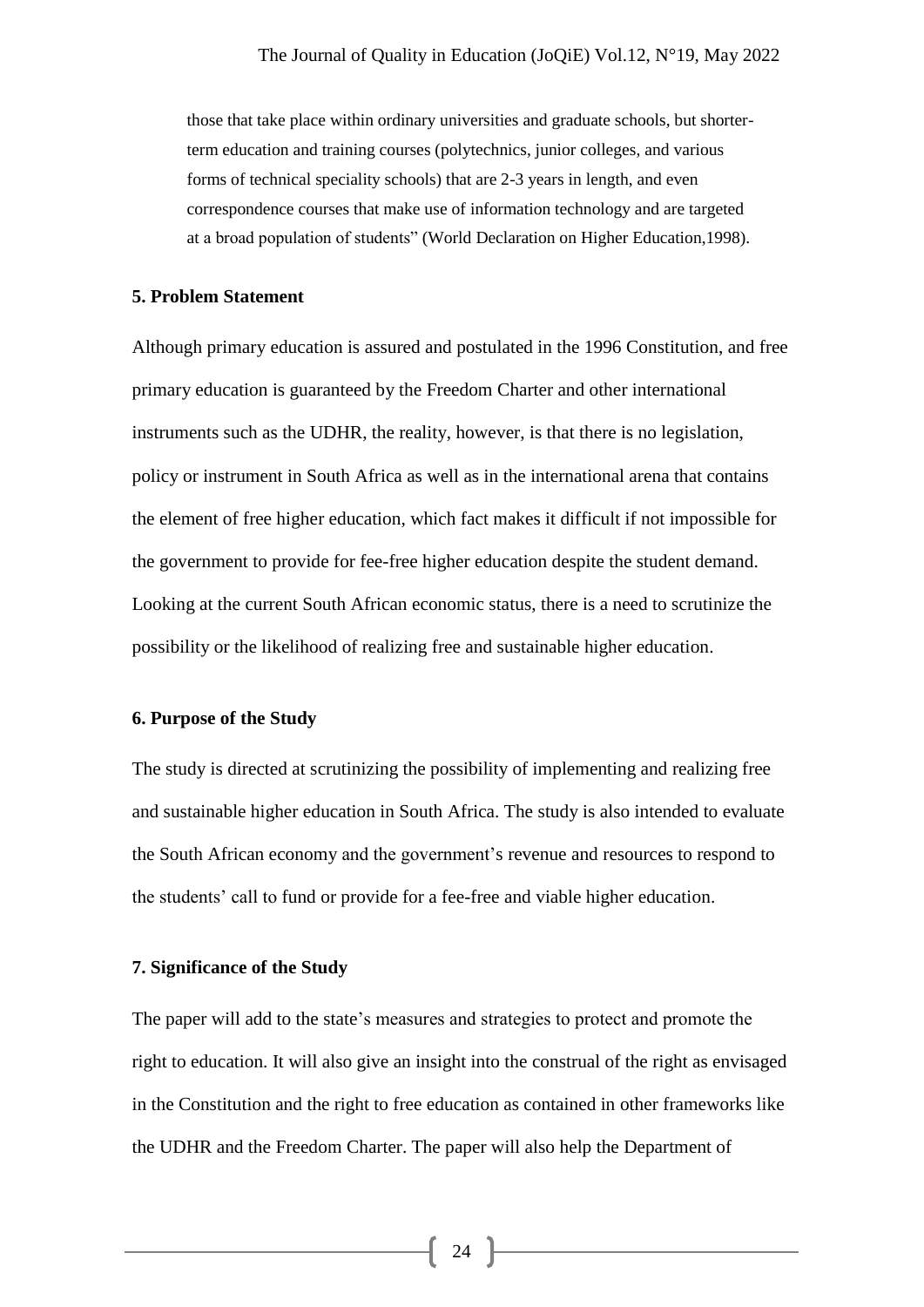those that take place within ordinary universities and graduate schools, but shorter-term education and training courses (polytechnics, junior colleges, and various forms of technical speciality schools) that are 2-3 years in length, and even correspondence courses that make use of information technology and are targeted at a broad population of students" (World Declaration on Higher Education,1998).

## 5. Problem Statement

Although primary education is assured and postulated in the 1996 Constitution, and free primary education is guaranteed by the Freedom Charter and other international instruments such as the UDHR, the reality, however, is that there is no legislation, policy or instrument in South Africa as well as in the international arena that contains the element of free higher education, which fact makes it difficult if not impossible for the government to provide for fee-free higher education despite the student demand. Looking at the current South African economic status, there is a need to scrutinize the possibility or the likelihood of realizing free and sustainable higher education.

## 6. Purpose of the Study

The study is directed at scrutinizing the possibility of implementing and realizing free and sustainable higher education in South Africa. The study is also intended to evaluate the South African economy and the government's revenue and resources to respond to the students' call to fund or provide for a fee-free and viable higher education.

## 7. Significance of the Study

The paper will add to the state's measures and strategies to protect and promote the right to education. It will also give an insight into the construal of the right as envisaged in the Constitution and the right to free education as contained in other frameworks like the UDHR and the Freedom Charter. The paper will also help the Department of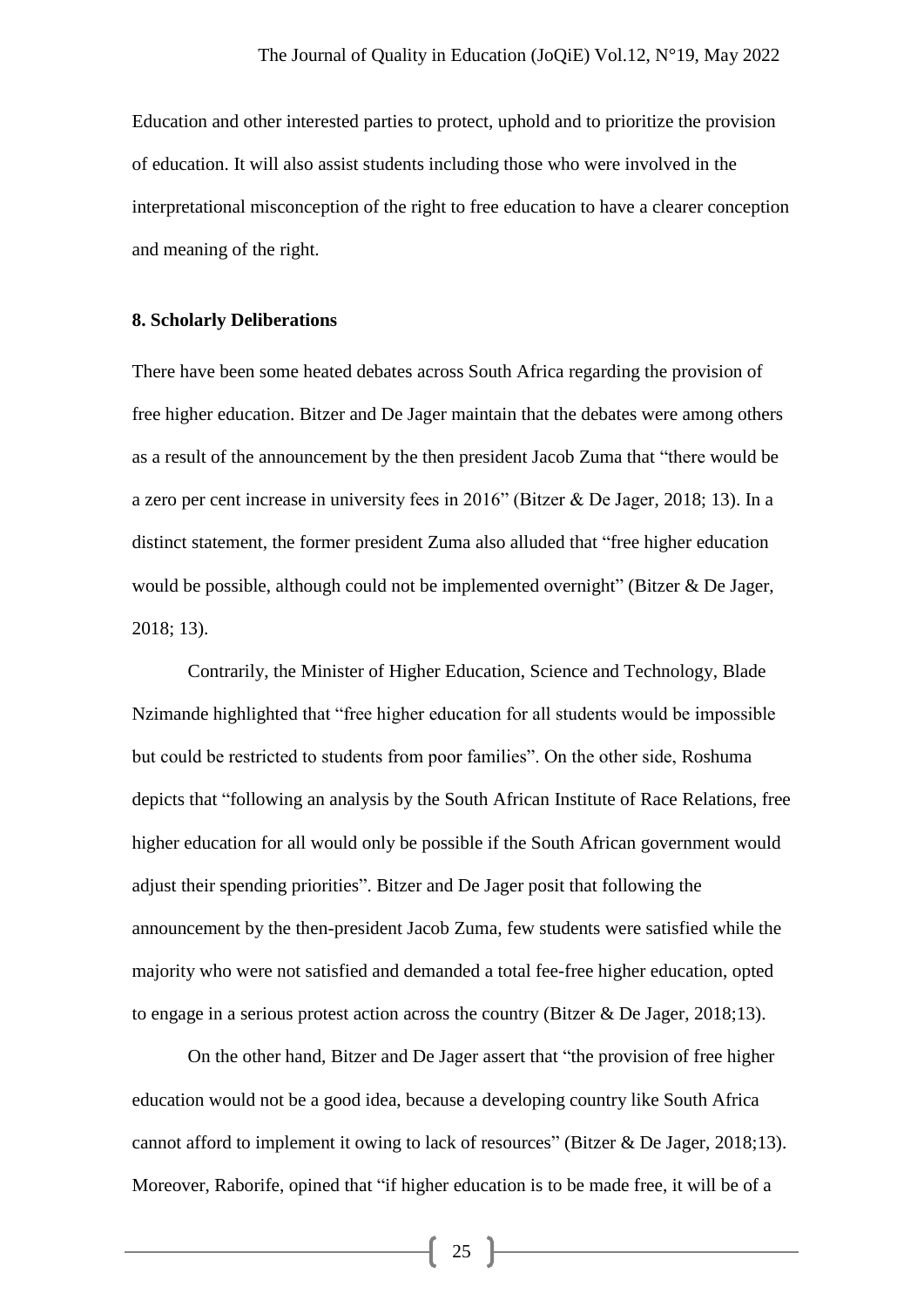Education and other interested parties to protect, uphold and to prioritize the provision of education. It will also assist students including those who were involved in the interpretational misconception of the right to free education to have a clearer conception and meaning of the right.

## 8. Scholarly Deliberations

There have been some heated debates across South Africa regarding the provision of free higher education. Bitzer and De Jager maintain that the debates were among others as a result of the announcement by the then president Jacob Zuma that "there would be a zero per cent increase in university fees in 2016" (Bitzer & De Jager, 2018; 13). In a distinct statement, the former president Zuma also alluded that "free higher education would be possible, although could not be implemented overnight" (Bitzer & De Jager, 2018; 13).

Contrarily, the Minister of Higher Education, Science and Technology, Blade Nzimande highlighted that "free higher education for all students would be impossible but could be restricted to students from poor families". On the other side, Roshuma depicts that "following an analysis by the South African Institute of Race Relations, free higher education for all would only be possible if the South African government would adjust their spending priorities". Bitzer and De Jager posit that following the announcement by the then-president Jacob Zuma, few students were satisfied while the majority who were not satisfied and demanded a total fee-free higher education, opted to engage in a serious protest action across the country (Bitzer & De Jager, 2018;13).

On the other hand, Bitzer and De Jager assert that "the provision of free higher education would not be a good idea, because a developing country like South Africa cannot afford to implement it owing to lack of resources" (Bitzer & De Jager, 2018;13). Moreover, Raborife, opined that "if higher education is to be made free, it will be of a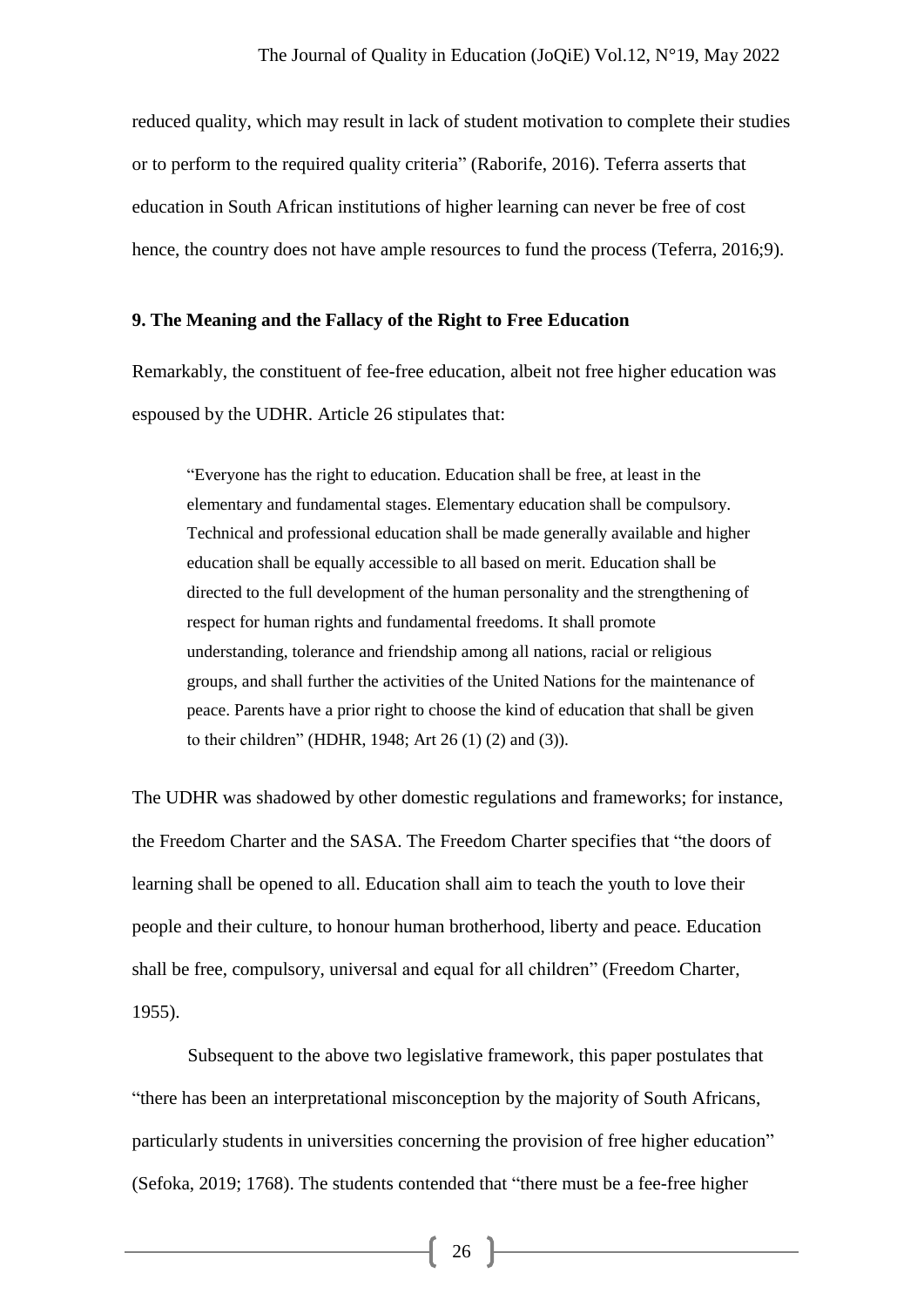reduced quality, which may result in lack of student motivation to complete their studies or to perform to the required quality criteria" (Raborife, 2016). Teferra asserts that education in South African institutions of higher learning can never be free of cost hence, the country does not have ample resources to fund the process (Teferra, 2016;9).

## 9. The Meaning and the Fallacy of the Right to Free Education

Remarkably, the constituent of fee-free education, albeit not free higher education was espoused by the UDHR. Article 26 stipulates that:

> "Everyone has the right to education. Education shall be free, at least in the elementary and fundamental stages. Elementary education shall be compulsory. Technical and professional education shall be made generally available and higher education shall be equally accessible to all based on merit. Education shall be directed to the full development of the human personality and the strengthening of respect for human rights and fundamental freedoms. It shall promote understanding, tolerance and friendship among all nations, racial or religious groups, and shall further the activities of the United Nations for the maintenance of peace. Parents have a prior right to choose the kind of education that shall be given to their children" (HDHR, 1948; Art 26 (1) (2) and (3)).

The UDHR was shadowed by other domestic regulations and frameworks; for instance, the Freedom Charter and the SASA. The Freedom Charter specifies that "the doors of learning shall be opened to all. Education shall aim to teach the youth to love their people and their culture, to honour human brotherhood, liberty and peace. Education shall be free, compulsory, universal and equal for all children" (Freedom Charter, 1955).

Subsequent to the above two legislative framework, this paper postulates that "there has been an interpretational misconception by the majority of South Africans, particularly students in universities concerning the provision of free higher education" (Sefoka, 2019; 1768). The students contended that "there must be a fee-free higher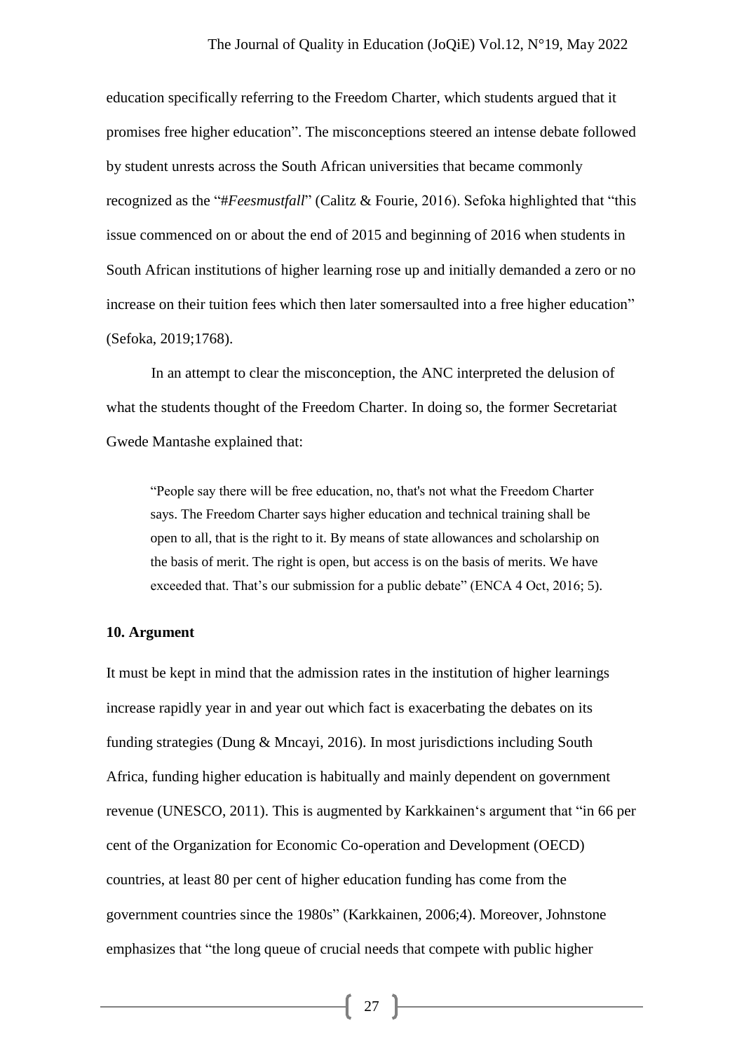education specifically referring to the Freedom Charter, which students argued that it promises free higher education". The misconceptions steered an intense debate followed by student unrests across the South African universities that became commonly recognized as the "*#Feesmustfall*" (Calitz & Fourie, 2016). Sefoka highlighted that "this issue commenced on or about the end of 2015 and beginning of 2016 when students in South African institutions of higher learning rose up and initially demanded a zero or no increase on their tuition fees which then later somersaulted into a free higher education" (Sefoka, 2019;1768).

In an attempt to clear the misconception, the ANC interpreted the delusion of what the students thought of the Freedom Charter. In doing so, the former Secretariat Gwede Mantashe explained that:

> "People say there will be free education, no, that's not what the Freedom Charter says. The Freedom Charter says higher education and technical training shall be open to all, that is the right to it. By means of state allowances and scholarship on the basis of merit. The right is open, but access is on the basis of merits. We have exceeded that. That's our submission for a public debate" (ENCA 4 Oct, 2016; 5).

### 10. Argument

It must be kept in mind that the admission rates in the institution of higher learnings increase rapidly year in and year out which fact is exacerbating the debates on its funding strategies (Dung & Mncayi, 2016). In most jurisdictions including South Africa, funding higher education is habitually and mainly dependent on government revenue (UNESCO, 2011). This is augmented by Karkkainen's argument that "in 66 per cent of the Organization for Economic Co-operation and Development (OECD) countries, at least 80 per cent of higher education funding has come from the government countries since the 1980s" (Karkkainen, 2006;4). Moreover, Johnstone emphasizes that "the long queue of crucial needs that compete with public higher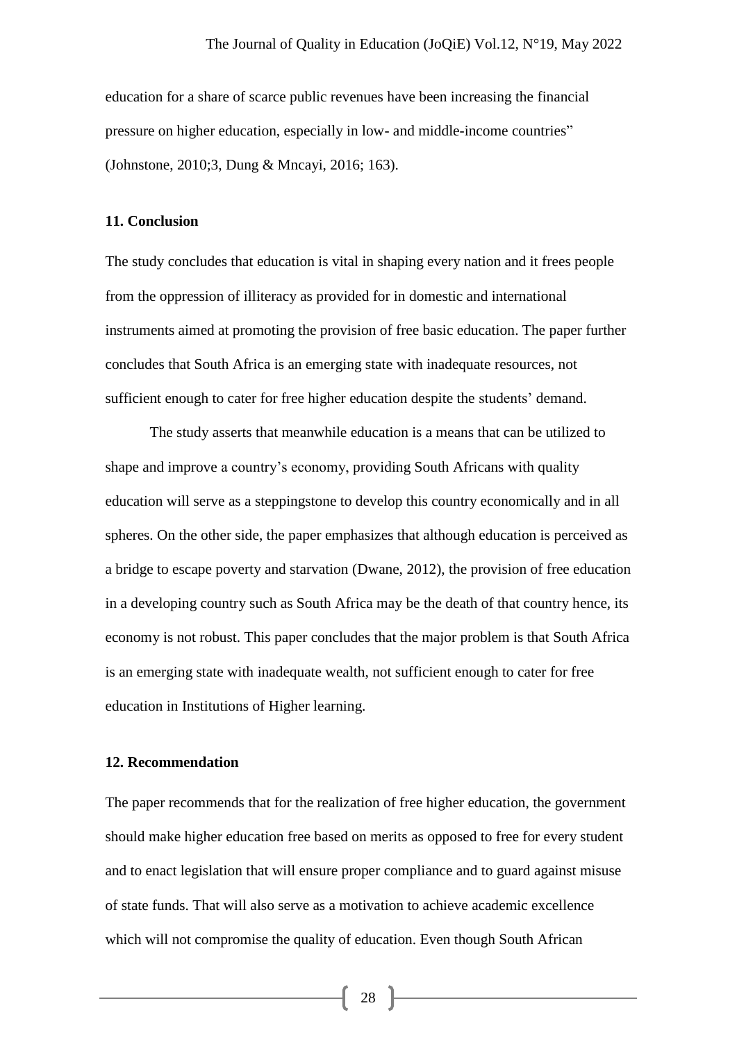education for a share of scarce public revenues have been increasing the financial pressure on higher education, especially in low- and middle-income countries" (Johnstone, 2010;3, Dung & Mncayi, 2016; 163).

## 11. Conclusion

The study concludes that education is vital in shaping every nation and it frees people from the oppression of illiteracy as provided for in domestic and international instruments aimed at promoting the provision of free basic education. The paper further concludes that South Africa is an emerging state with inadequate resources, not sufficient enough to cater for free higher education despite the students' demand.

The study asserts that meanwhile education is a means that can be utilized to shape and improve a country's economy, providing South Africans with quality education will serve as a steppingstone to develop this country economically and in all spheres. On the other side, the paper emphasizes that although education is perceived as a bridge to escape poverty and starvation (Dwane, 2012), the provision of free education in a developing country such as South Africa may be the death of that country hence, its economy is not robust. This paper concludes that the major problem is that South Africa is an emerging state with inadequate wealth, not sufficient enough to cater for free education in Institutions of Higher learning.

## 12. Recommendation

The paper recommends that for the realization of free higher education, the government should make higher education free based on merits as opposed to free for every student and to enact legislation that will ensure proper compliance and to guard against misuse of state funds. That will also serve as a motivation to achieve academic excellence which will not compromise the quality of education. Even though South African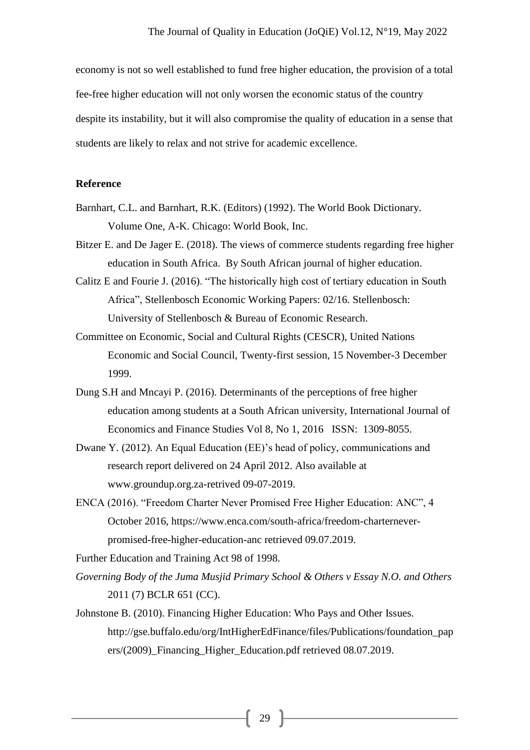economy is not so well established to fund free higher education, the provision of a total fee-free higher education will not only worsen the economic status of the country despite its instability, but it will also compromise the quality of education in a sense that students are likely to relax and not strive for academic excellence.

**Reference**

Barnhart, C.L. and Barnhart, R.K. (Editors) (1992). The World Book Dictionary. Volume One, A-K. Chicago: World Book, Inc.

Bitzer E. and De Jager E. (2018). The views of commerce students regarding free higher education in South Africa. By South African journal of higher education.

Calitz E and Fourie J. (2016). "The historically high cost of tertiary education in South Africa", Stellenbosch Economic Working Papers: 02/16. Stellenbosch: University of Stellenbosch & Bureau of Economic Research.

Committee on Economic, Social and Cultural Rights (CESCR), United Nations Economic and Social Council, Twenty-first session, 15 November-3 December 1999.

Dung S.H and Mncayi P. (2016). Determinants of the perceptions of free higher education among students at a South African university, International Journal of Economics and Finance Studies Vol 8, No 1, 2016 ISSN: 1309-8055.

Dwane Y. (2012). An Equal Education (EE)'s head of policy, communications and research report delivered on 24 April 2012. Also available at www.groundup.org.za-retrived 09-07-2019.

ENCA (2016). "Freedom Charter Never Promised Free Higher Education: ANC", 4 October 2016, https://www.enca.com/south-africa/freedom-charternever-promised-free-higher-education-anc retrieved 09.07.2019.

Further Education and Training Act 98 of 1998.

*Governing Body of the Juma Musjid Primary School & Others v Essay N.O. and Others* 2011 (7) BCLR 651 (CC).

Johnstone B. (2010). Financing Higher Education: Who Pays and Other Issues. http://gse.buffalo.edu/org/IntHigherEdFinance/files/Publications/foundation_papers/(2009)_Financing_Higher_Education.pdf retrieved 08.07.2019.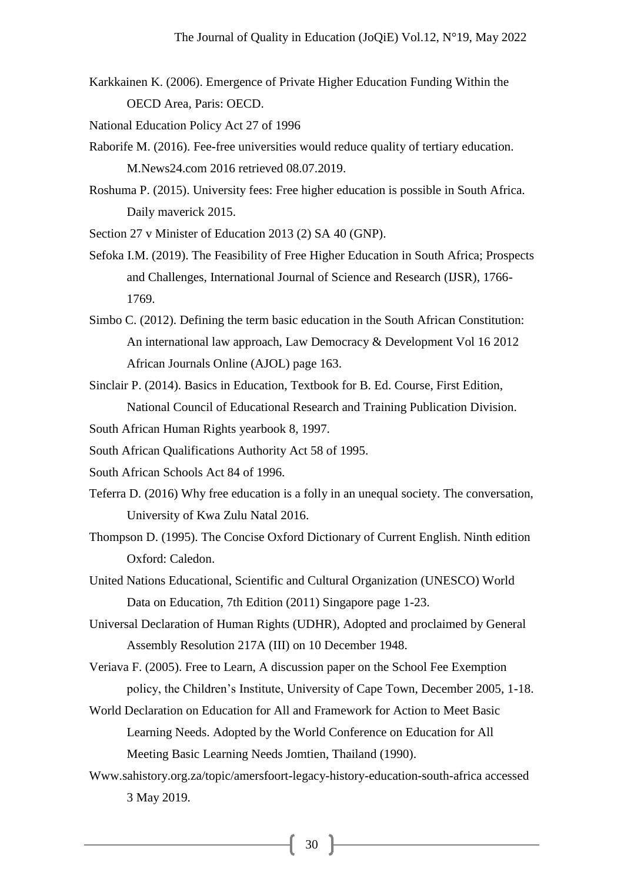Karkkainen K. (2006). Emergence of Private Higher Education Funding Within the OECD Area, Paris: OECD.

National Education Policy Act 27 of 1996

Raborife M. (2016). Fee-free universities would reduce quality of tertiary education. M.News24.com 2016 retrieved 08.07.2019.

Roshuma P. (2015). University fees: Free higher education is possible in South Africa. Daily maverick 2015.

Section 27 v Minister of Education 2013 (2) SA 40 (GNP).

Sefoka I.M. (2019). The Feasibility of Free Higher Education in South Africa; Prospects and Challenges, International Journal of Science and Research (IJSR), 1766-1769.

Simbo C. (2012). Defining the term basic education in the South African Constitution: An international law approach, Law Democracy & Development Vol 16 2012 African Journals Online (AJOL) page 163.

Sinclair P. (2014). Basics in Education, Textbook for B. Ed. Course, First Edition, National Council of Educational Research and Training Publication Division.

South African Human Rights yearbook 8, 1997.

South African Qualifications Authority Act 58 of 1995.

South African Schools Act 84 of 1996.

Teferra D. (2016) Why free education is a folly in an unequal society. The conversation, University of Kwa Zulu Natal 2016.

Thompson D. (1995). The Concise Oxford Dictionary of Current English. Ninth edition Oxford: Caledon.

United Nations Educational, Scientific and Cultural Organization (UNESCO) World Data on Education, 7th Edition (2011) Singapore page 1-23.

Universal Declaration of Human Rights (UDHR), Adopted and proclaimed by General Assembly Resolution 217A (III) on 10 December 1948.

Veriava F. (2005). Free to Learn, A discussion paper on the School Fee Exemption policy, the Children's Institute, University of Cape Town, December 2005, 1-18.

World Declaration on Education for All and Framework for Action to Meet Basic Learning Needs. Adopted by the World Conference on Education for All Meeting Basic Learning Needs Jomtien, Thailand (1990).

Www.sahistory.org.za/topic/amersfoort-legacy-history-education-south-africa accessed 3 May 2019.